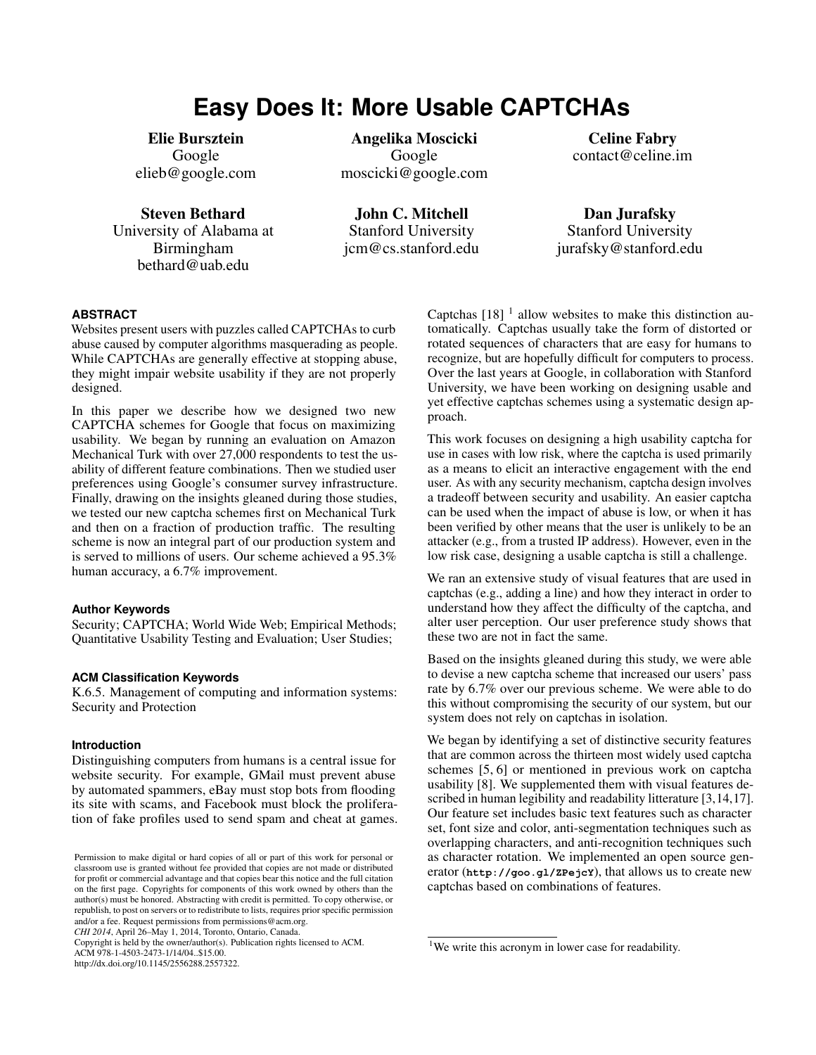# Easy Does It: More Usable CAPTCHAs

**Elie Bursztein**
Google
elieb@google.com

**Angelika Moscicki**
Google
moscicki@google.com

**Celine Fabry**
contact@celine.im

**Steven Bethard**
University of Alabama at Birmingham
bethard@uab.edu

**John C. Mitchell**
Stanford University
jcm@cs.stanford.edu

**Dan Jurafsky**
Stanford University
jurafsky@stanford.edu

## ABSTRACT

Websites present users with puzzles called CAPTCHAs to curb abuse caused by computer algorithms masquerading as people. While CAPTCHAs are generally effective at stopping abuse, they might impair website usability if they are not properly designed.

In this paper we describe how we designed two new CAPTCHA schemes for Google that focus on maximizing usability. We began by running an evaluation on Amazon Mechanical Turk with over 27,000 respondents to test the usability of different feature combinations. Then we studied user preferences using Google's consumer survey infrastructure. Finally, drawing on the insights gleaned during those studies, we tested our new captcha schemes first on Mechanical Turk and then on a fraction of production traffic. The resulting scheme is now an integral part of our production system and is served to millions of users. Our scheme achieved a 95.3% human accuracy, a 6.7% improvement.

### Author Keywords

Security; CAPTCHA; World Wide Web; Empirical Methods; Quantitative Usability Testing and Evaluation; User Studies;

### ACM Classification Keywords

K.6.5. Management of computing and information systems: Security and Protection

### Introduction

Distinguishing computers from humans is a central issue for website security. For example, GMail must prevent abuse by automated spammers, eBay must stop bots from flooding its site with scams, and Facebook must block the proliferation of fake profiles used to send spam and cheat at games.

Permission to make digital or hard copies of all or part of this work for personal or classroom use is granted without fee provided that copies are not made or distributed for profit or commercial advantage and that copies bear this notice and the full citation on the first page. Copyrights for components of this work owned by others than the author(s) must be honored. Abstracting with credit is permitted. To copy otherwise, or republish, to post on servers or to redistribute to lists, requires prior specific permission and/or a fee. Request permissions from permissions@acm.org.
*CHI 2014*, April 26–May 1, 2014, Toronto, Ontario, Canada.
Copyright is held by the owner/author(s). Publication rights licensed to ACM.
ACM 978-1-4503-2473-1/14/04..$15.00.
http://dx.doi.org/10.1145/2556288.2557322.

Captchas [18] [1] allow websites to make this distinction automatically. Captchas usually take the form of distorted or rotated sequences of characters that are easy for humans to recognize, but are hopefully difficult for computers to process. Over the last years at Google, in collaboration with Stanford University, we have been working on designing usable and yet effective captchas schemes using a systematic design approach.

This work focuses on designing a high usability captcha for use in cases with low risk, where the captcha is used primarily as a means to elicit an interactive engagement with the end user. As with any security mechanism, captcha design involves a tradeoff between security and usability. An easier captcha can be used when the impact of abuse is low, or when it has been verified by other means that the user is unlikely to be an attacker (e.g., from a trusted IP address). However, even in the low risk case, designing a usable captcha is still a challenge.

We ran an extensive study of visual features that are used in captchas (e.g., adding a line) and how they interact in order to understand how they affect the difficulty of the captcha, and alter user perception. Our user preference study shows that these two are not in fact the same.

Based on the insights gleaned during this study, we were able to devise a new captcha scheme that increased our users' pass rate by 6.7% over our previous scheme. We were able to do this without compromising the security of our system, but our system does not rely on captchas in isolation.

We began by identifying a set of distinctive security features that are common across the thirteen most widely used captcha schemes [5, 6] or mentioned in previous work on captcha usability [8]. We supplemented them with visual features described in human legibility and readability litterature [3,14,17]. Our feature set includes basic text features such as character set, font size and color, anti-segmentation techniques such as overlapping characters, and anti-recognition techniques such as character rotation. We implemented an open source generator (**`http://goo.gl/ZPejcY`**), that allows us to create new captchas based on combinations of features.

[1] We write this acronym in lower case for readability.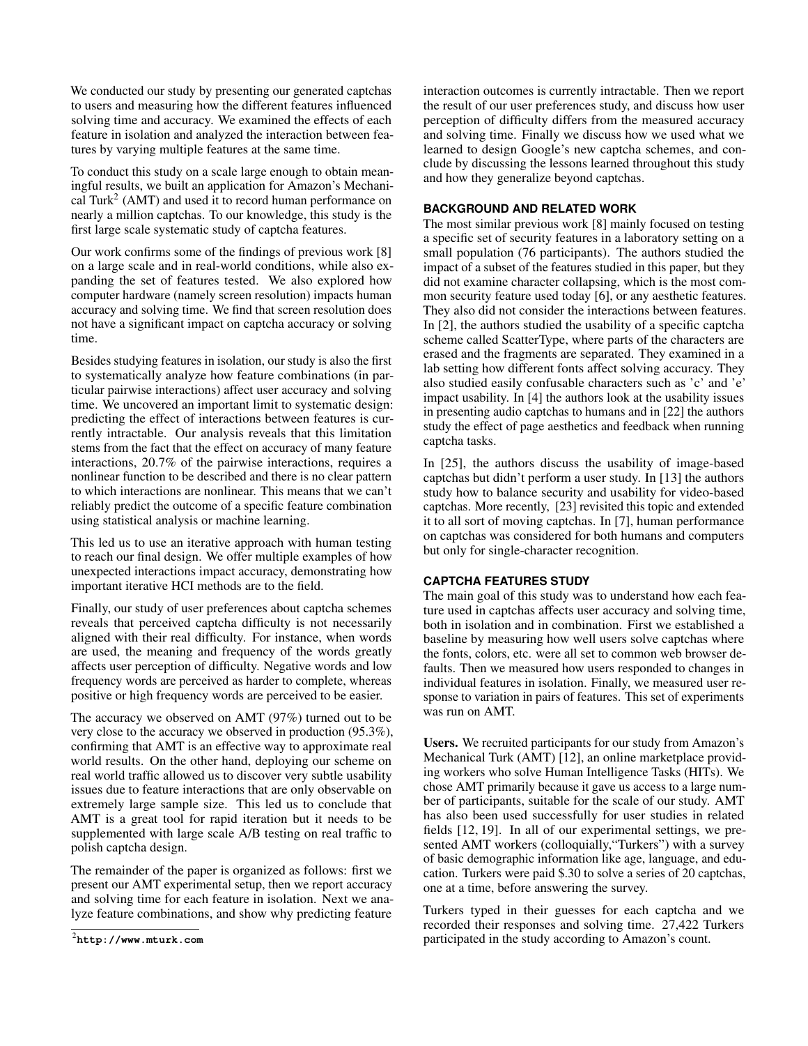We conducted our study by presenting our generated captchas to users and measuring how the different features influenced solving time and accuracy. We examined the effects of each feature in isolation and analyzed the interaction between features by varying multiple features at the same time.

To conduct this study on a scale large enough to obtain meaningful results, we built an application for Amazon's Mechanical Turk[2] (AMT) and used it to record human performance on nearly a million captchas. To our knowledge, this study is the first large scale systematic study of captcha features.

Our work confirms some of the findings of previous work [8] on a large scale and in real-world conditions, while also expanding the set of features tested. We also explored how computer hardware (namely screen resolution) impacts human accuracy and solving time. We find that screen resolution does not have a significant impact on captcha accuracy or solving time.

Besides studying features in isolation, our study is also the first to systematically analyze how feature combinations (in particular pairwise interactions) affect user accuracy and solving time. We uncovered an important limit to systematic design: predicting the effect of interactions between features is currently intractable. Our analysis reveals that this limitation stems from the fact that the effect on accuracy of many feature interactions, 20.7% of the pairwise interactions, requires a nonlinear function to be described and there is no clear pattern to which interactions are nonlinear. This means that we can't reliably predict the outcome of a specific feature combination using statistical analysis or machine learning.

This led us to use an iterative approach with human testing to reach our final design. We offer multiple examples of how unexpected interactions impact accuracy, demonstrating how important iterative HCI methods are to the field.

Finally, our study of user preferences about captcha schemes reveals that perceived captcha difficulty is not necessarily aligned with their real difficulty. For instance, when words are used, the meaning and frequency of the words greatly affects user perception of difficulty. Negative words and low frequency words are perceived as harder to complete, whereas positive or high frequency words are perceived to be easier.

The accuracy we observed on AMT (97%) turned out to be very close to the accuracy we observed in production (95.3%), confirming that AMT is an effective way to approximate real world results. On the other hand, deploying our scheme on real world traffic allowed us to discover very subtle usability issues due to feature interactions that are only observable on extremely large sample size. This led us to conclude that AMT is a great tool for rapid iteration but it needs to be supplemented with large scale A/B testing on real traffic to polish captcha design.

The remainder of the paper is organized as follows: first we present our AMT experimental setup, then we report accuracy and solving time for each feature in isolation. Next we analyze feature combinations, and show why predicting feature interaction outcomes is currently intractable. Then we report the result of our user preferences study, and discuss how user perception of difficulty differs from the measured accuracy and solving time. Finally we discuss how we used what we learned to design Google's new captcha schemes, and conclude by discussing the lessons learned throughout this study and how they generalize beyond captchas.

[2] **http://www.mturk.com**

## BACKGROUND AND RELATED WORK

The most similar previous work [8] mainly focused on testing a specific set of security features in a laboratory setting on a small population (76 participants). The authors studied the impact of a subset of the features studied in this paper, but they did not examine character collapsing, which is the most common security feature used today [6], or any aesthetic features. They also did not consider the interactions between features. In [2], the authors studied the usability of a specific captcha scheme called ScatterType, where parts of the characters are erased and the fragments are separated. They examined in a lab setting how different fonts affect solving accuracy. They also studied easily confusable characters such as 'c' and 'e' impact usability. In [4] the authors look at the usability issues in presenting audio captchas to humans and in [22] the authors study the effect of page aesthetics and feedback when running captcha tasks.

In [25], the authors discuss the usability of image-based captchas but didn't perform a user study. In [13] the authors study how to balance security and usability for video-based captchas. More recently, [23] revisited this topic and extended it to all sort of moving captchas. In [7], human performance on captchas was considered for both humans and computers but only for single-character recognition.

## CAPTCHA FEATURES STUDY

The main goal of this study was to understand how each feature used in captchas affects user accuracy and solving time, both in isolation and in combination. First we established a baseline by measuring how well users solve captchas where the fonts, colors, etc. were all set to common web browser defaults. Then we measured how users responded to changes in individual features in isolation. Finally, we measured user response to variation in pairs of features. This set of experiments was run on AMT.

**Users.** We recruited participants for our study from Amazon's Mechanical Turk (AMT) [12], an online marketplace providing workers who solve Human Intelligence Tasks (HITs). We chose AMT primarily because it gave us access to a large number of participants, suitable for the scale of our study. AMT has also been used successfully for user studies in related fields [12, 19]. In all of our experimental settings, we presented AMT workers (colloquially, "Turkers") with a survey of basic demographic information like age, language, and education. Turkers were paid $.30 to solve a series of 20 captchas, one at a time, before answering the survey.

Turkers typed in their guesses for each captcha and we recorded their responses and solving time. 27,422 Turkers participated in the study according to Amazon's count.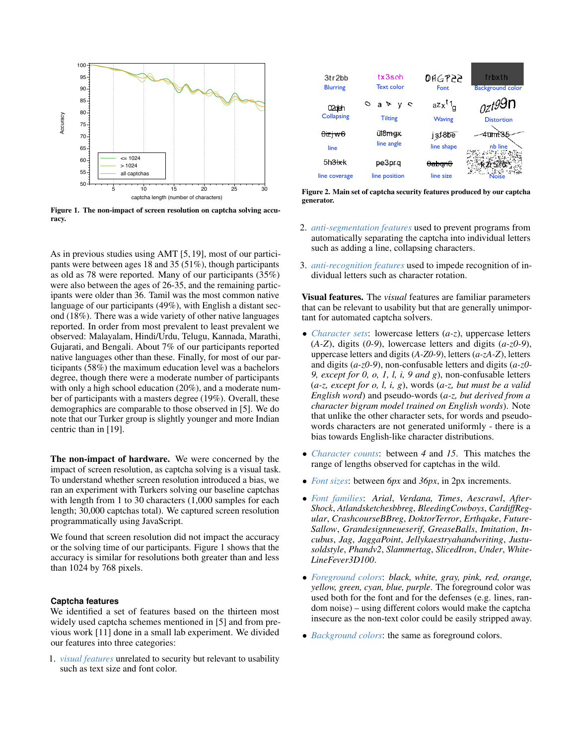Figure 1. The non-impact of screen resolution on captcha solving accuracy.

As in previous studies using AMT [5, 19], most of our participants were between ages 18 and 35 (51%), though participants as old as 78 were reported. Many of our participants (35%) were also between the ages of 26-35, and the remaining participants were older than 36. Tamil was the most common native language of our participants (49%), with English a distant second (18%). There was a wide variety of other native languages reported. In order from most prevalent to least prevalent we observed: Malayalam, Hindi/Urdu, Telugu, Kannada, Marathi, Gujarati, and Bengali. About 7% of our participants reported native languages other than these. Finally, for most of our participants (58%) the maximum education level was a bachelors degree, though there were a moderate number of participants with only a high school education (20%), and a moderate number of participants with a masters degree (19%). Overall, these demographics are comparable to those observed in [5]. We do note that our Turker group is slightly younger and more Indian centric than in [19].

**The non-impact of hardware.** We were concerned by the impact of screen resolution, as captcha solving is a visual task. To understand whether screen resolution introduced a bias, we ran an experiment with Turkers solving our baseline captchas with length from 1 to 30 characters (1,000 samples for each length; 30,000 captchas total). We captured screen resolution programmatically using JavaScript.

We found that screen resolution did not impact the accuracy or the solving time of our participants. Figure 1 shows that the accuracy is similar for resolutions both greater than and less than 1024 by 768 pixels.

### Captcha features

We identified a set of features based on the thirteen most widely used captcha schemes mentioned in [5] and from previous work [11] done in a small lab experiment. We divided our features into three categories:

1. *visual features* unrelated to security but relevant to usability such as text size and font color.

Figure 2. Main set of captcha security features produced by our captcha generator.

2. *anti-segmentation features* used to prevent programs from automatically separating the captcha into individual letters such as adding a line, collapsing characters.
3. *anti-recognition features* used to impede recognition of individual letters such as character rotation.

**Visual features.** The *visual* features are familiar parameters that can be relevant to usability but that are generally unimportant for automated captcha solvers.

- *Character sets*: lowercase letters (*a-z*), uppercase letters (*A-Z*), digits (*0-9*), lowercase letters and digits (*a-z0-9*), uppercase letters and digits (*A-Z0-9*), letters (*a-zA-Z*), letters and digits (*a-z0-9*), non-confusable letters and digits (*a-z0-9, except for 0, o, 1, l, i, 9 and g*), non-confusable letters (*a-z, except for o, l, i, g*), words (*a-z, but must be a valid English word*) and pseudo-words (*a-z, but derived from a character bigram model trained on English words*). Note that unlike the other character sets, for words and pseudo-words characters are not generated uniformly - there is a bias towards English-like character distributions.
- *Character counts*: between *4* and *15*. This matches the range of lengths observed for captchas in the wild.
- *Font sizes*: between *6px* and *36px*, in 2px increments.
- *Font families*: *Arial*, *Verdana*, *Times*, *Aescrawl*, *AfterShock*, *Atlandsketchesbbreg*, *BleedingCowboys*, *CardiffRegular*, *CrashcourseBBreg*, *DoktorTerror*, *Erthqake*, *FutureSallow*, *Grandesignneueserif*, *GreaseBalls*, *Imitation*, *Incubus*, *Jag*, *JaggaPoint*, *Jellykaestryahandwriting*, *Justusoldstyle*, *Phandv2*, *Slammertag*, *SlicedIron*, *Under*, *WhiteLineFever3D100*.
- *Foreground colors*: *black, white, gray, pink, red, orange, yellow, green, cyan, blue, purple*. The foreground color was used both for the font and for the defenses (e.g. lines, random noise) – using different colors would make the captcha insecure as the non-text color could be easily stripped away.
- *Background colors*: the same as foreground colors.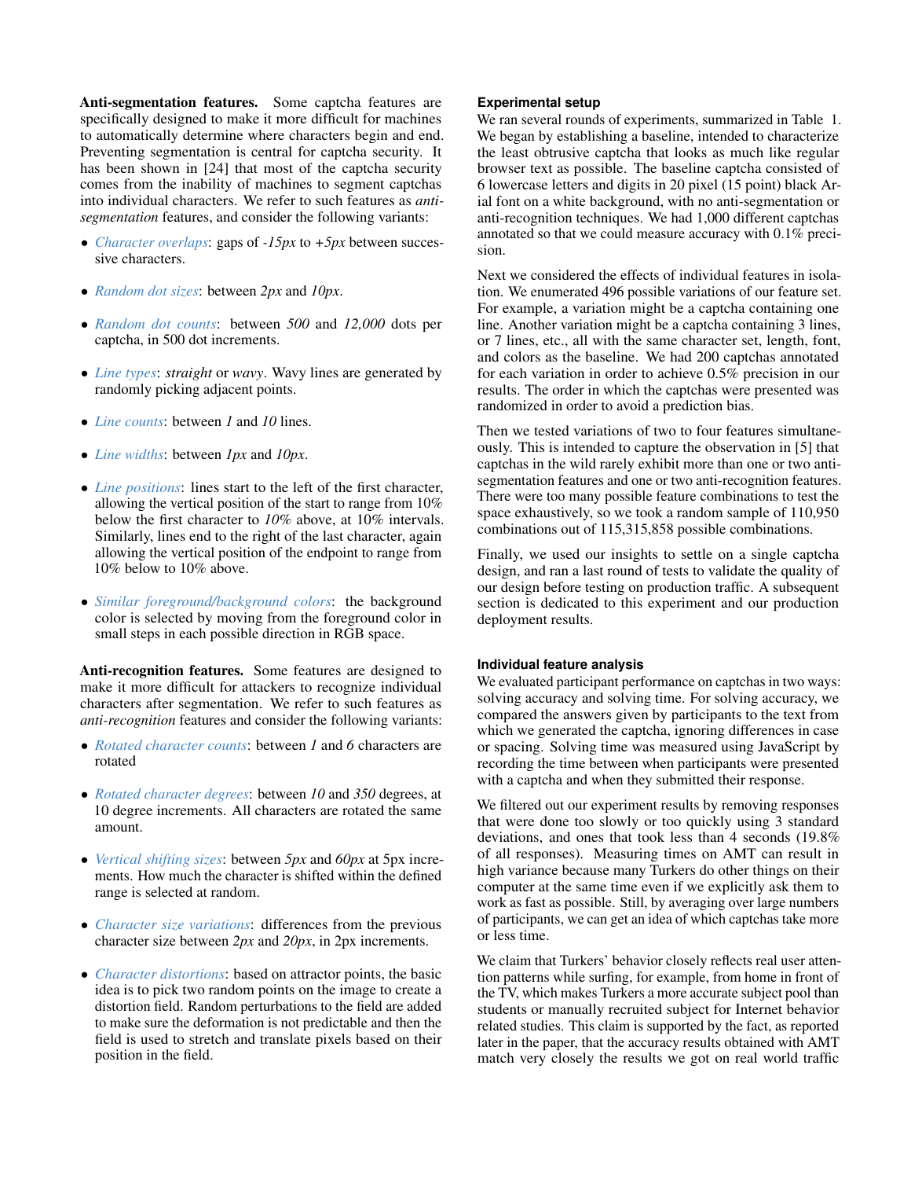**Anti-segmentation features.** Some captcha features are specifically designed to make it more difficult for machines to automatically determine where characters begin and end. Preventing segmentation is central for captcha security. It has been shown in [24] that most of the captcha security comes from the inability of machines to segment captchas into individual characters. We refer to such features as *anti-segmentation* features, and consider the following variants:

- *Character overlaps*: gaps of *-15px* to *+5px* between successive characters.
- *Random dot sizes*: between *2px* and *10px*.
- *Random dot counts*: between *500* and *12,000* dots per captcha, in 500 dot increments.
- *Line types*: *straight* or *wavy*. Wavy lines are generated by randomly picking adjacent points.
- *Line counts*: between *1* and *10* lines.
- *Line widths*: between *1px* and *10px*.
- *Line positions*: lines start to the left of the first character, allowing the vertical position of the start to range from 10% below the first character to *10%* above, at 10% intervals. Similarly, lines end to the right of the last character, again allowing the vertical position of the endpoint to range from 10% below to 10% above.
- *Similar foreground/background colors*: the background color is selected by moving from the foreground color in small steps in each possible direction in RGB space.

**Anti-recognition features.** Some features are designed to make it more difficult for attackers to recognize individual characters after segmentation. We refer to such features as *anti-recognition* features and consider the following variants:

- *Rotated character counts*: between *1* and *6* characters are rotated
- *Rotated character degrees*: between *10* and *350* degrees, at 10 degree increments. All characters are rotated the same amount.
- *Vertical shifting sizes*: between *5px* and *60px* at 5px increments. How much the character is shifted within the defined range is selected at random.
- *Character size variations*: differences from the previous character size between *2px* and *20px*, in 2px increments.
- *Character distortions*: based on attractor points, the basic idea is to pick two random points on the image to create a distortion field. Random perturbations to the field are added to make sure the deformation is not predictable and then the field is used to stretch and translate pixels based on their position in the field.

### Experimental setup

We ran several rounds of experiments, summarized in Table 1. We began by establishing a baseline, intended to characterize the least obtrusive captcha that looks as much like regular browser text as possible. The baseline captcha consisted of 6 lowercase letters and digits in 20 pixel (15 point) black Arial font on a white background, with no anti-segmentation or anti-recognition techniques. We had 1,000 different captchas annotated so that we could measure accuracy with 0.1% precision.

Next we considered the effects of individual features in isolation. We enumerated 496 possible variations of our feature set. For example, a variation might be a captcha containing one line. Another variation might be a captcha containing 3 lines, or 7 lines, etc., all with the same character set, length, font, and colors as the baseline. We had 200 captchas annotated for each variation in order to achieve 0.5% precision in our results. The order in which the captchas were presented was randomized in order to avoid a prediction bias.

Then we tested variations of two to four features simultaneously. This is intended to capture the observation in [5] that captchas in the wild rarely exhibit more than one or two anti-segmentation features and one or two anti-recognition features. There were too many possible feature combinations to test the space exhaustively, so we took a random sample of 110,950 combinations out of 115,315,858 possible combinations.

Finally, we used our insights to settle on a single captcha design, and ran a last round of tests to validate the quality of our design before testing on production traffic. A subsequent section is dedicated to this experiment and our production deployment results.

### Individual feature analysis

We evaluated participant performance on captchas in two ways: solving accuracy and solving time. For solving accuracy, we compared the answers given by participants to the text from which we generated the captcha, ignoring differences in case or spacing. Solving time was measured using JavaScript by recording the time between when participants were presented with a captcha and when they submitted their response.

We filtered out our experiment results by removing responses that were done too slowly or too quickly using 3 standard deviations, and ones that took less than 4 seconds (19.8% of all responses). Measuring times on AMT can result in high variance because many Turkers do other things on their computer at the same time even if we explicitly ask them to work as fast as possible. Still, by averaging over large numbers of participants, we can get an idea of which captchas take more or less time.

We claim that Turkers' behavior closely reflects real user attention patterns while surfing, for example, from home in front of the TV, which makes Turkers a more accurate subject pool than students or manually recruited subject for Internet behavior related studies. This claim is supported by the fact, as reported later in the paper, that the accuracy results obtained with AMT match very closely the results we got on real world traffic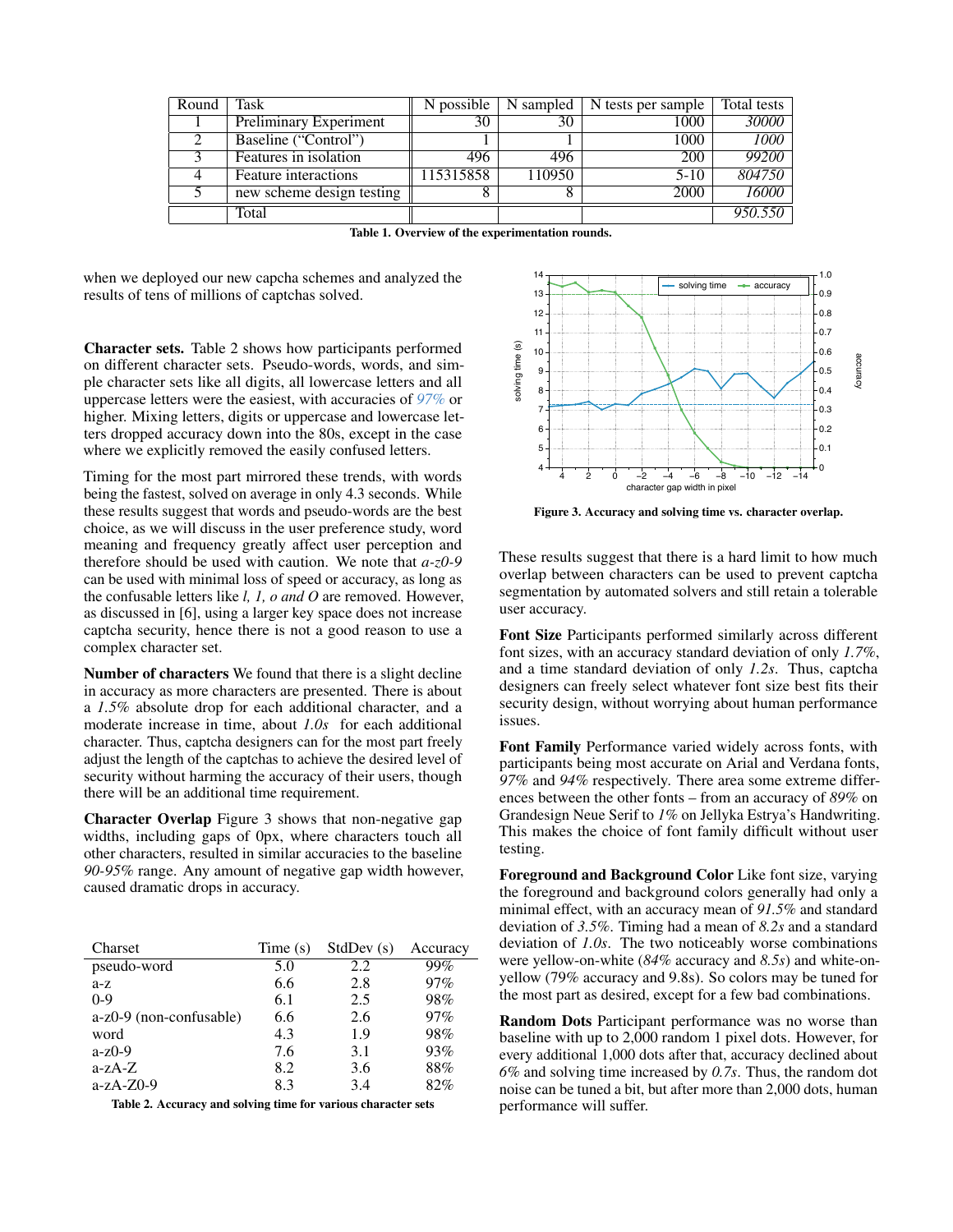| Round | Task | N possible | N sampled | N tests per sample | Total tests |
|---|---|---|---|---|---|
| 1 | Preliminary Experiment | 30 | 30 | 1000 | *30000* |
| 2 | Baseline (“Control”) | 1 | 1 | 1000 | *1000* |
| 3 | Features in isolation | 496 | 496 | 200 | *99200* |
| 4 | Feature interactions | 115315858 | 110950 | 5-10 | *804750* |
| 5 | new scheme design testing | 8 | 8 | 2000 | *16000* |
|  | Total |  |  |  | *950.550* |

**Table 1. Overview of the experimentation rounds.**

when we deployed our new capcha schemes and analyzed the results of tens of millions of captchas solved.

**Character sets.** Table 2 shows how participants performed on different character sets. Pseudo-words, words, and simple character sets like all digits, all lowercase letters and all uppercase letters were the easiest, with accuracies of 97% or higher. Mixing letters, digits or uppercase and lowercase letters dropped accuracy down into the 80s, except in the case where we explicitly removed the easily confused letters.

Timing for the most part mirrored these trends, with words being the fastest, solved on average in only 4.3 seconds. While these results suggest that words and pseudo-words are the best choice, as we will discuss in the user preference study, word meaning and frequency greatly affect user perception and therefore should be used with caution. We note that *a-z0-9* can be used with minimal loss of speed or accuracy, as long as the confusable letters like *l, 1, o and O* are removed. However, as discussed in [6], using a larger key space does not increase captcha security, hence there is not a good reason to use a complex character set.

**Number of characters** We found that there is a slight decline in accuracy as more characters are presented. There is about a *1.5%* absolute drop for each additional character, and a moderate increase in time, about *1.0s* for each additional character. Thus, captcha designers can for the most part freely adjust the length of the captchas to achieve the desired level of security without harming the accuracy of their users, though there will be an additional time requirement.

**Character Overlap** Figure 3 shows that non-negative gap widths, including gaps of 0px, where characters touch all other characters, resulted in similar accuracies to the baseline *90-95%* range. Any amount of negative gap width however, caused dramatic drops in accuracy.

| Charset | Time (s) | StdDev (s) | Accuracy |
|---|---|---|---|
| pseudo-word | 5.0 | 2.2 | 99% |
| a-z | 6.6 | 2.8 | 97% |
| 0-9 | 6.1 | 2.5 | 98% |
| a-z0-9 (non-confusable) | 6.6 | 2.6 | 97% |
| word | 4.3 | 1.9 | 98% |
| a-z0-9 | 7.6 | 3.1 | 93% |
| a-zA-Z | 8.2 | 3.6 | 88% |
| a-zA-Z0-9 | 8.3 | 3.4 | 82% |

**Table 2. Accuracy and solving time for various character sets**

**Figure 3. Accuracy and solving time vs. character overlap.**

These results suggest that there is a hard limit to how much overlap between characters can be used to prevent captcha segmentation by automated solvers and still retain a tolerable user accuracy.

**Font Size** Participants performed similarly across different font sizes, with an accuracy standard deviation of only *1.7%*, and a time standard deviation of only *1.2s*. Thus, captcha designers can freely select whatever font size best fits their security design, without worrying about human performance issues.

**Font Family** Performance varied widely across fonts, with participants being most accurate on Arial and Verdana fonts, *97%* and *94%* respectively. There area some extreme differences between the other fonts – from an accuracy of *89%* on Grandesign Neue Serif to *1%* on Jellyka Estrya's Handwriting. This makes the choice of font family difficult without user testing.

**Foreground and Background Color** Like font size, varying the foreground and background colors generally had only a minimal effect, with an accuracy mean of *91.5%* and standard deviation of *3.5%*. Timing had a mean of *8.2s* and a standard deviation of *1.0s*. The two noticeably worse combinations were yellow-on-white (*84%* accuracy and *8.5s*) and white-on-yellow (79% accuracy and 9.8s). So colors may be tuned for the most part as desired, except for a few bad combinations.

**Random Dots** Participant performance was no worse than baseline with up to 2,000 random 1 pixel dots. However, for every additional 1,000 dots after that, accuracy declined about *6%* and solving time increased by *0.7s*. Thus, the random dot noise can be tuned a bit, but after more than 2,000 dots, human performance will suffer.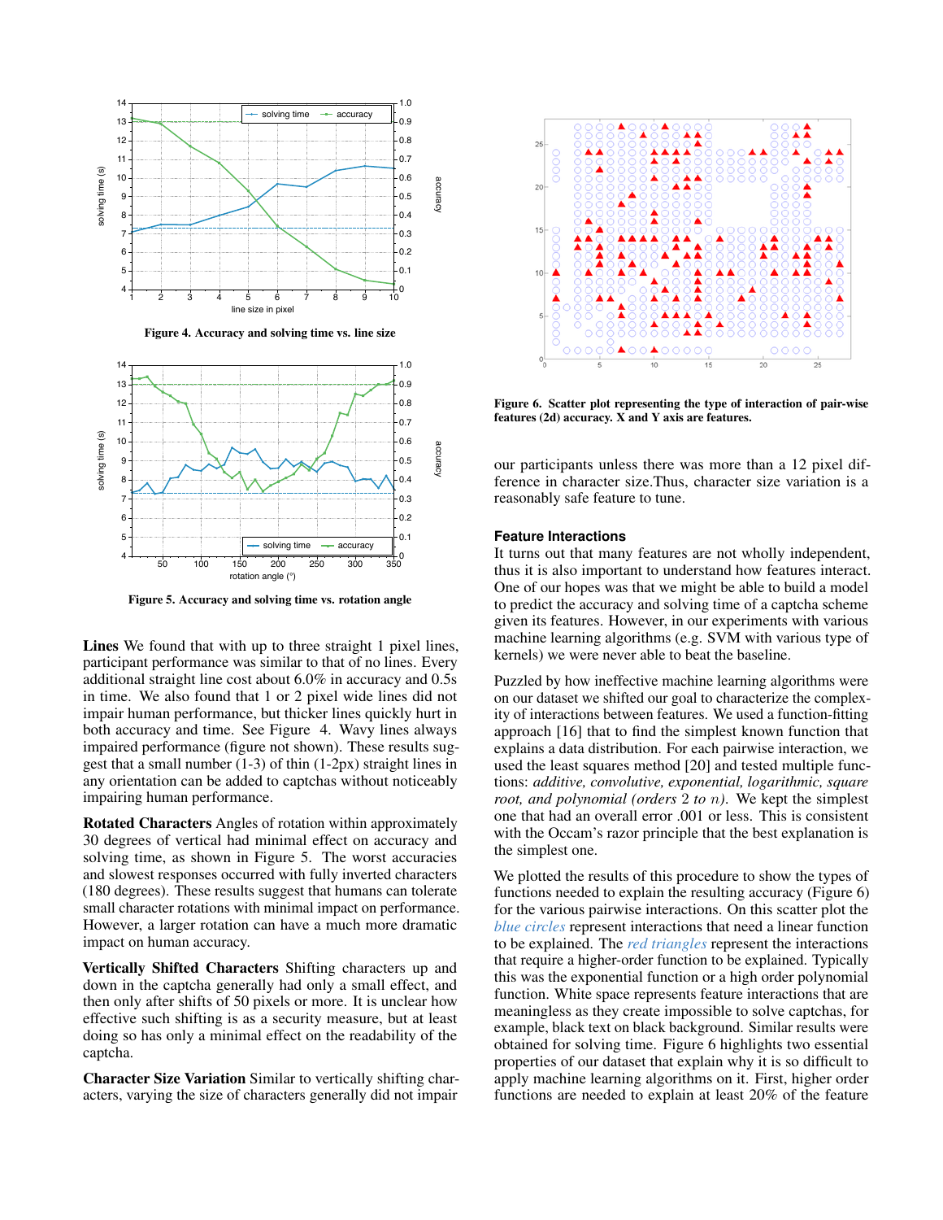Figure 4. Accuracy and solving time vs. line size

Figure 5. Accuracy and solving time vs. rotation angle

**Lines** We found that with up to three straight 1 pixel lines, participant performance was similar to that of no lines. Every additional straight line cost about 6.0% in accuracy and 0.5s in time. We also found that 1 or 2 pixel wide lines did not impair human performance, but thicker lines quickly hurt in both accuracy and time. See Figure 4. Wavy lines always impaired performance (figure not shown). These results suggest that a small number (1-3) of thin (1-2px) straight lines in any orientation can be added to captchas without noticeably impairing human performance.

**Rotated Characters** Angles of rotation within approximately 30 degrees of vertical had minimal effect on accuracy and solving time, as shown in Figure 5. The worst accuracies and slowest responses occurred with fully inverted characters (180 degrees). These results suggest that humans can tolerate small character rotations with minimal impact on performance. However, a larger rotation can have a much more dramatic impact on human accuracy.

**Vertically Shifted Characters** Shifting characters up and down in the captcha generally had only a small effect, and then only after shifts of 50 pixels or more. It is unclear how effective such shifting is as a security measure, but at least doing so has only a minimal effect on the readability of the captcha.

**Character Size Variation** Similar to vertically shifting characters, varying the size of characters generally did not impair our participants unless there was more than a 12 pixel difference in character size.Thus, character size variation is a reasonably safe feature to tune.

Figure 6. Scatter plot representing the type of interaction of pair-wise features (2d) accuracy. X and Y axis are features.

### Feature Interactions

It turns out that many features are not wholly independent, thus it is also important to understand how features interact. One of our hopes was that we might be able to build a model to predict the accuracy and solving time of a captcha scheme given its features. However, in our experiments with various machine learning algorithms (e.g. SVM with various type of kernels) we were never able to beat the baseline.

Puzzled by how ineffective machine learning algorithms were on our dataset we shifted our goal to characterize the complexity of interactions between features. We used a function-fitting approach [16] that to find the simplest known function that explains a data distribution. For each pairwise interaction, we used the least squares method [20] and tested multiple functions: *additive, convolutive, exponential, logarithmic, square root, and polynomial (orders* 2 *to* $n$*).* We kept the simplest one that had an overall error .001 or less. This is consistent with the Occam's razor principle that the best explanation is the simplest one.

We plotted the results of this procedure to show the types of functions needed to explain the resulting accuracy (Figure 6) for the various pairwise interactions. On this scatter plot the *blue circles* represent interactions that need a linear function to be explained. The *red triangles* represent the interactions that require a higher-order function to be explained. Typically this was the exponential function or a high order polynomial function. White space represents feature interactions that are meaningless as they create impossible to solve captchas, for example, black text on black background. Similar results were obtained for solving time. Figure 6 highlights two essential properties of our dataset that explain why it is so difficult to apply machine learning algorithms on it. First, higher order functions are needed to explain at least 20% of the feature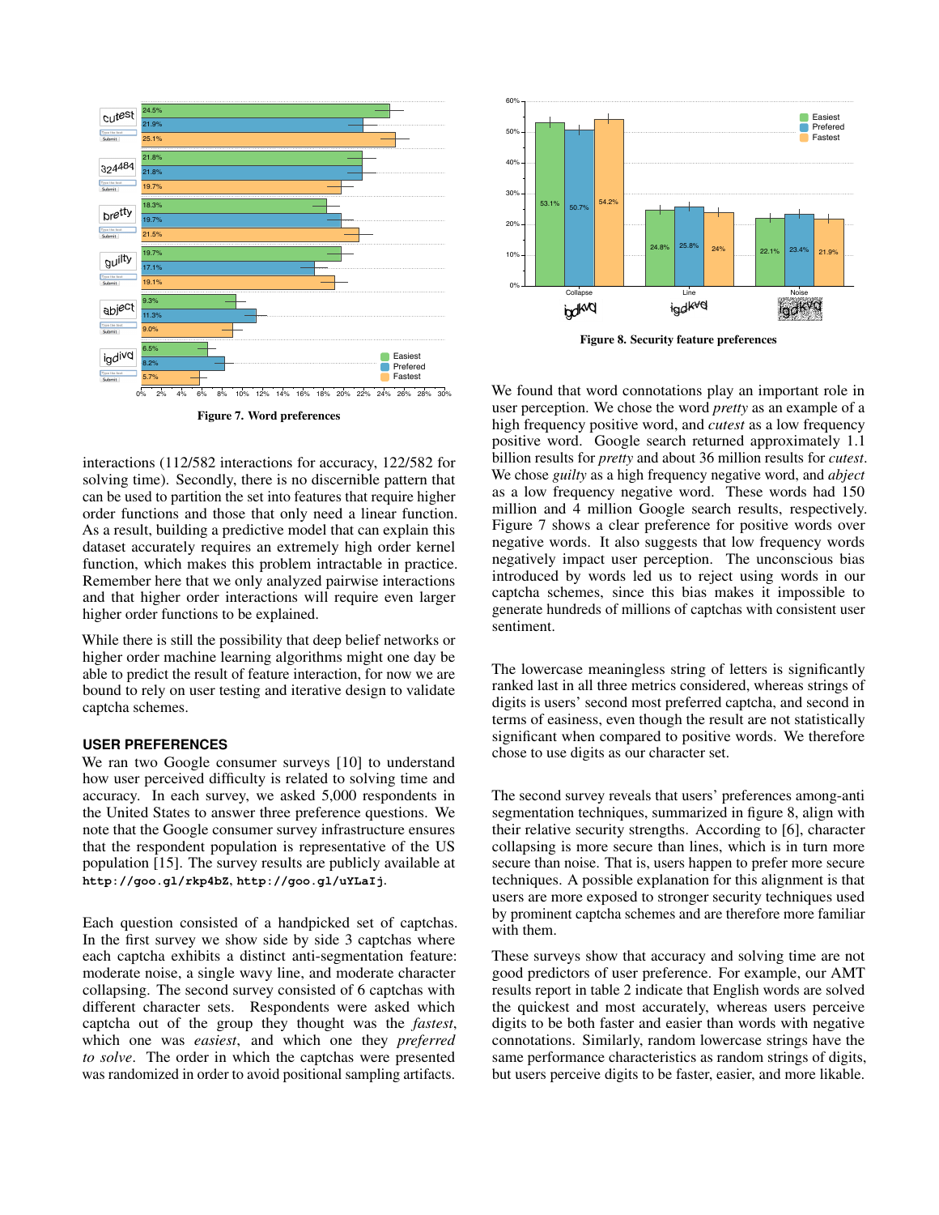Figure 7. Word preferences

Figure 8. Security feature preferences

interactions (112/582 interactions for accuracy, 122/582 for solving time). Secondly, there is no discernible pattern that can be used to partition the set into features that require higher order functions and those that only need a linear function. As a result, building a predictive model that can explain this dataset accurately requires an extremely high order kernel function, which makes this problem intractable in practice. Remember here that we only analyzed pairwise interactions and that higher order interactions will require even larger higher order functions to be explained.

While there is still the possibility that deep belief networks or higher order machine learning algorithms might one day be able to predict the result of feature interaction, for now we are bound to rely on user testing and iterative design to validate captcha schemes.

### USER PREFERENCES

We ran two Google consumer surveys [10] to understand how user perceived difficulty is related to solving time and accuracy. In each survey, we asked 5,000 respondents in the United States to answer three preference questions. We note that the Google consumer survey infrastructure ensures that the respondent population is representative of the US population [15]. The survey results are publicly available at `http://goo.gl/rkp4bZ`, `http://goo.gl/uYLaIj`.

Each question consisted of a handpicked set of captchas. In the first survey we show side by side 3 captchas where each captcha exhibits a distinct anti-segmentation feature: moderate noise, a single wavy line, and moderate character collapsing. The second survey consisted of 6 captchas with different character sets. Respondents were asked which captcha out of the group they thought was the *fastest*, which one was *easiest*, and which one they *preferred to solve*. The order in which the captchas were presented was randomized in order to avoid positional sampling artifacts.

We found that word connotations play an important role in user perception. We chose the word *pretty* as an example of a high frequency positive word, and *cutest* as a low frequency positive word. Google search returned approximately 1.1 billion results for *pretty* and about 36 million results for *cutest*. We chose *guilty* as a high frequency negative word, and *abject* as a low frequency negative word. These words had 150 million and 4 million Google search results, respectively. Figure 7 shows a clear preference for positive words over negative words. It also suggests that low frequency words negatively impact user perception. The unconscious bias introduced by words led us to reject using words in our captcha schemes, since this bias makes it impossible to generate hundreds of millions of captchas with consistent user sentiment.

The lowercase meaningless string of letters is significantly ranked last in all three metrics considered, whereas strings of digits is users' second most preferred captcha, and second in terms of easiness, even though the result are not statistically significant when compared to positive words. We therefore chose to use digits as our character set.

The second survey reveals that users' preferences among-anti segmentation techniques, summarized in figure 8, align with their relative security strengths. According to [6], character collapsing is more secure than lines, which is in turn more secure than noise. That is, users happen to prefer more secure techniques. A possible explanation for this alignment is that users are more exposed to stronger security techniques used by prominent captcha schemes and are therefore more familiar with them.

These surveys show that accuracy and solving time are not good predictors of user preference. For example, our AMT results report in table 2 indicate that English words are solved the quickest and most accurately, whereas users perceive digits to be both faster and easier than words with negative connotations. Similarly, random lowercase strings have the same performance characteristics as random strings of digits, but users perceive digits to be faster, easier, and more likable.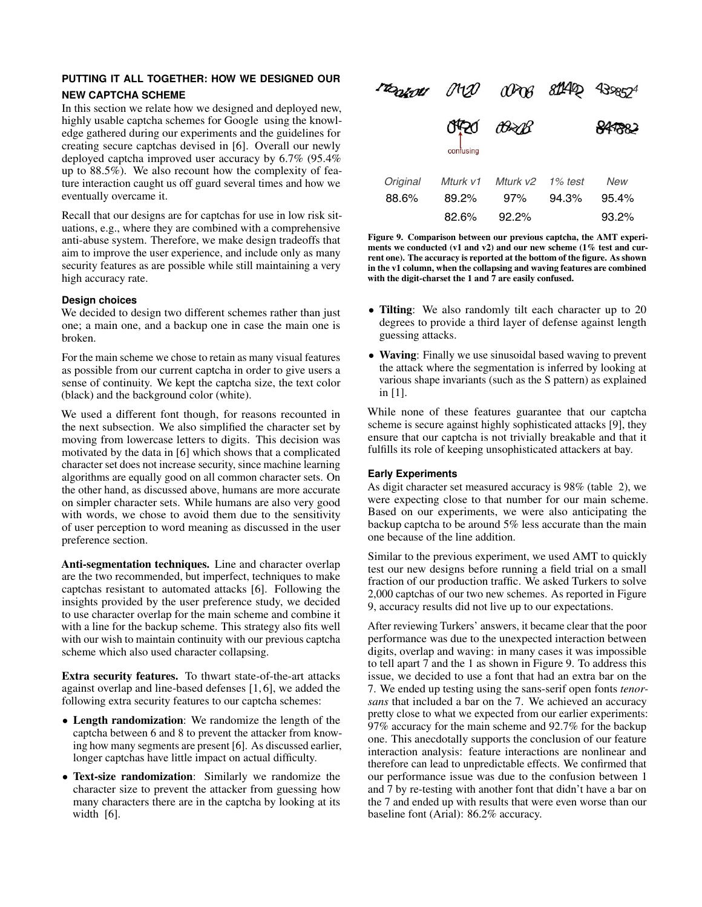## PUTTING IT ALL TOGETHER: HOW WE DESIGNED OUR NEW CAPTCHA SCHEME

In this section we relate how we designed and deployed new, highly usable captcha schemes for Google using the knowledge gathered during our experiments and the guidelines for creating secure captchas devised in [6]. Overall our newly deployed captcha improved user accuracy by 6.7% (95.4% up to 88.5%). We also recount how the complexity of feature interaction caught us off guard several times and how we eventually overcame it.

Recall that our designs are for captchas for use in low risk situations, e.g., where they are combined with a comprehensive anti-abuse system. Therefore, we make design tradeoffs that aim to improve the user experience, and include only as many security features as are possible while still maintaining a very high accuracy rate.

### Design choices

We decided to design two different schemes rather than just one; a main one, and a backup one in case the main one is broken.

For the main scheme we chose to retain as many visual features as possible from our current captcha in order to give users a sense of continuity. We kept the captcha size, the text color (black) and the background color (white).

We used a different font though, for reasons recounted in the next subsection. We also simplified the character set by moving from lowercase letters to digits. This decision was motivated by the data in [6] which shows that a complicated character set does not increase security, since machine learning algorithms are equally good on all common character sets. On the other hand, as discussed above, humans are more accurate on simpler character sets. While humans are also very good with words, we chose to avoid them due to the sensitivity of user perception to word meaning as discussed in the user preference section.

**Anti-segmentation techniques.** Line and character overlap are the two recommended, but imperfect, techniques to make captchas resistant to automated attacks [6]. Following the insights provided by the user preference study, we decided to use character overlap for the main scheme and combine it with a line for the backup scheme. This strategy also fits well with our wish to maintain continuity with our previous captcha scheme which also used character collapsing.

**Extra security features.** To thwart state-of-the-art attacks against overlap and line-based defenses [1, 6], we added the following extra security features to our captcha schemes:

- **Length randomization**: We randomize the length of the captcha between 6 and 8 to prevent the attacker from knowing how many segments are present [6]. As discussed earlier, longer captchas have little impact on actual difficulty.
- **Text-size randomization**: Similarly we randomize the character size to prevent the attacker from guessing how many characters there are in the captcha by looking at its width [6].
- **Tilting**: We also randomly tilt each character up to 20 degrees to provide a third layer of defense against length guessing attacks.
- **Waving**: Finally we use sinusoidal based waving to prevent the attack where the segmentation is inferred by looking at various shape invariants (such as the S pattern) as explained in [1].

| Original | Mturk v1 | Mturk v2 | 1% test | New |
|---|---|---|---|---|
| 88.6% | 89.2% | 97% | 94.3% | 95.4% |
| | 82.6% | 92.2% | | 93.2% |

Figure 9. Comparison between our previous captcha, the AMT experiments we conducted (v1 and v2) and our new scheme (1% test and current one). The accuracy is reported at the bottom of the figure. As shown in the v1 column, when the collapsing and waving features are combined with the digit-charset the 1 and 7 are easily confused.

While none of these features guarantee that our captcha scheme is secure against highly sophisticated attacks [9], they ensure that our captcha is not trivially breakable and that it fulfills its role of keeping unsophisticated attackers at bay.

### Early Experiments

As digit character set measured accuracy is 98% (table 2), we were expecting close to that number for our main scheme. Based on our experiments, we were also anticipating the backup captcha to be around 5% less accurate than the main one because of the line addition.

Similar to the previous experiment, we used AMT to quickly test our new designs before running a field trial on a small fraction of our production traffic. We asked Turkers to solve 2,000 captchas of our two new schemes. As reported in Figure 9, accuracy results did not live up to our expectations.

After reviewing Turkers' answers, it became clear that the poor performance was due to the unexpected interaction between digits, overlap and waving: in many cases it was impossible to tell apart 7 and the 1 as shown in Figure 9. To address this issue, we decided to use a font that had an extra bar on the 7. We ended up testing using the sans-serif open fonts *tenor-sans* that included a bar on the 7. We achieved an accuracy pretty close to what we expected from our earlier experiments: 97% accuracy for the main scheme and 92.7% for the backup one. This anecdotally supports the conclusion of our feature interaction analysis: feature interactions are nonlinear and therefore can lead to unpredictable effects. We confirmed that our performance issue was due to the confusion between 1 and 7 by re-testing with another font that didn't have a bar on the 7 and ended up with results that were even worse than our baseline font (Arial): 86.2% accuracy.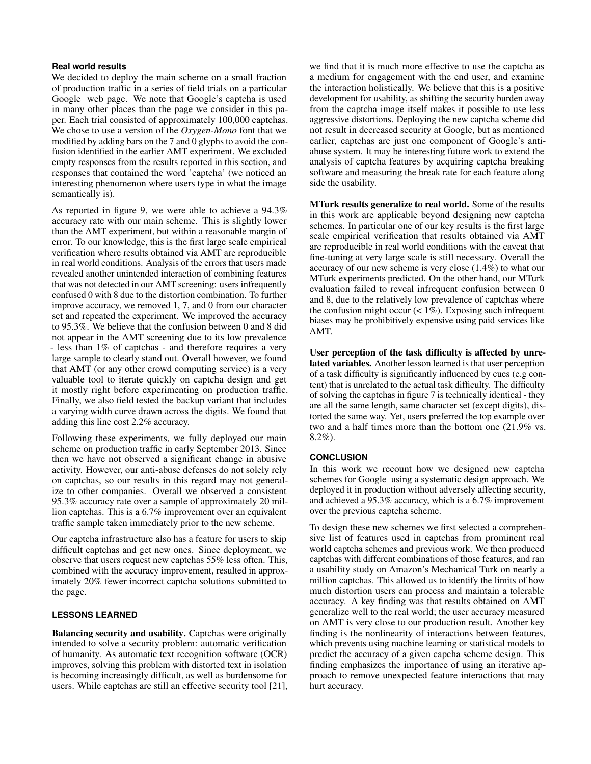### Real world results

We decided to deploy the main scheme on a small fraction of production traffic in a series of field trials on a particular Google web page. We note that Google's captcha is used in many other places than the page we consider in this paper. Each trial consisted of approximately 100,000 captchas. We chose to use a version of the *Oxygen-Mono* font that we modified by adding bars on the 7 and 0 glyphs to avoid the confusion identified in the earlier AMT experiment. We excluded empty responses from the results reported in this section, and responses that contained the word 'captcha' (we noticed an interesting phenomenon where users type in what the image semantically is).

As reported in figure 9, we were able to achieve a 94.3% accuracy rate with our main scheme. This is slightly lower than the AMT experiment, but within a reasonable margin of error. To our knowledge, this is the first large scale empirical verification where results obtained via AMT are reproducible in real world conditions. Analysis of the errors that users made revealed another unintended interaction of combining features that was not detected in our AMT screening: users infrequently confused 0 with 8 due to the distortion combination. To further improve accuracy, we removed 1, 7, and 0 from our character set and repeated the experiment. We improved the accuracy to 95.3%. We believe that the confusion between 0 and 8 did not appear in the AMT screening due to its low prevalence - less than 1% of captchas - and therefore requires a very large sample to clearly stand out. Overall however, we found that AMT (or any other crowd computing service) is a very valuable tool to iterate quickly on captcha design and get it mostly right before experimenting on production traffic. Finally, we also field tested the backup variant that includes a varying width curve drawn across the digits. We found that adding this line cost 2.2% accuracy.

Following these experiments, we fully deployed our main scheme on production traffic in early September 2013. Since then we have not observed a significant change in abusive activity. However, our anti-abuse defenses do not solely rely on captchas, so our results in this regard may not generalize to other companies. Overall we observed a consistent 95.3% accuracy rate over a sample of approximately 20 million captchas. This is a 6.7% improvement over an equivalent traffic sample taken immediately prior to the new scheme.

Our captcha infrastructure also has a feature for users to skip difficult captchas and get new ones. Since deployment, we observe that users request new captchas 55% less often. This, combined with the accuracy improvement, resulted in approximately 20% fewer incorrect captcha solutions submitted to the page.

## LESSONS LEARNED

**Balancing security and usability.** Captchas were originally intended to solve a security problem: automatic verification of humanity. As automatic text recognition software (OCR) improves, solving this problem with distorted text in isolation is becoming increasingly difficult, as well as burdensome for users. While captchas are still an effective security tool [21], we find that it is much more effective to use the captcha as a medium for engagement with the end user, and examine the interaction holistically. We believe that this is a positive development for usability, as shifting the security burden away from the captcha image itself makes it possible to use less aggressive distortions. Deploying the new captcha scheme did not result in decreased security at Google, but as mentioned earlier, captchas are just one component of Google's anti-abuse system. It may be interesting future work to extend the analysis of captcha features by acquiring captcha breaking software and measuring the break rate for each feature along side the usability.

**MTurk results generalize to real world.** Some of the results in this work are applicable beyond designing new captcha schemes. In particular one of our key results is the first large scale empirical verification that results obtained via AMT are reproducible in real world conditions with the caveat that fine-tuning at very large scale is still necessary. Overall the accuracy of our new scheme is very close (1.4%) to what our MTurk experiments predicted. On the other hand, our MTurk evaluation failed to reveal infrequent confusion between 0 and 8, due to the relatively low prevalence of captchas where the confusion might occur (< 1%). Exposing such infrequent biases may be prohibitively expensive using paid services like AMT.

**User perception of the task difficulty is affected by unrelated variables.** Another lesson learned is that user perception of a task difficulty is significantly influenced by cues (e.g content) that is unrelated to the actual task difficulty. The difficulty of solving the captchas in figure 7 is technically identical - they are all the same length, same character set (except digits), distorted the same way. Yet, users preferred the top example over two and a half times more than the bottom one (21.9% vs. 8.2%).

## CONCLUSION

In this work we recount how we designed new captcha schemes for Google using a systematic design approach. We deployed it in production without adversely affecting security, and achieved a 95.3% accuracy, which is a 6.7% improvement over the previous captcha scheme.

To design these new schemes we first selected a comprehensive list of features used in captchas from prominent real world captcha schemes and previous work. We then produced captchas with different combinations of those features, and ran a usability study on Amazon's Mechanical Turk on nearly a million captchas. This allowed us to identify the limits of how much distortion users can process and maintain a tolerable accuracy. A key finding was that results obtained on AMT generalize well to the real world; the user accuracy measured on AMT is very close to our production result. Another key finding is the nonlinearity of interactions between features, which prevents using machine learning or statistical models to predict the accuracy of a given capcha scheme design. This finding emphasizes the importance of using an iterative approach to remove unexpected feature interactions that may hurt accuracy.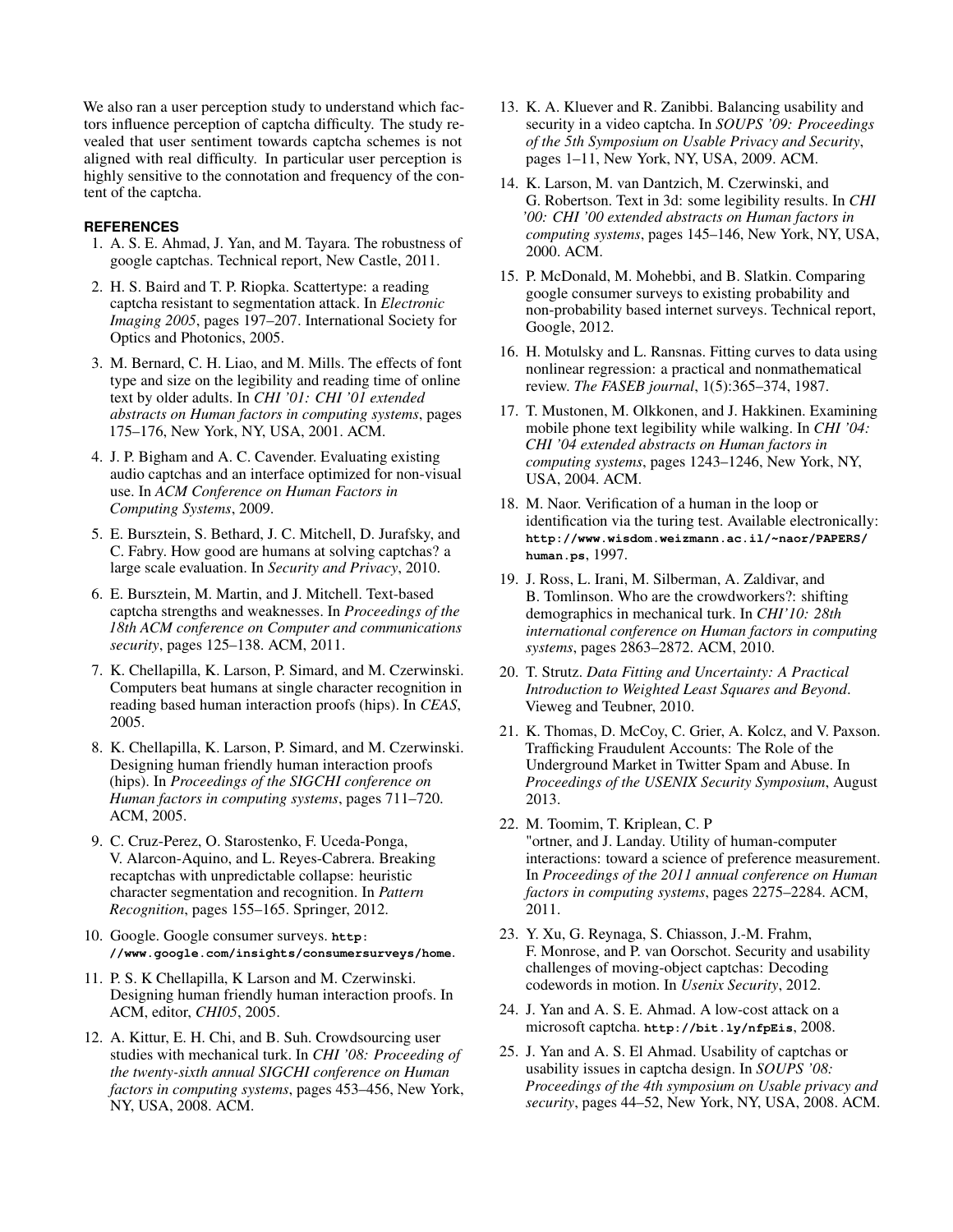We also ran a user perception study to understand which factors influence perception of captcha difficulty. The study revealed that user sentiment towards captcha schemes is not aligned with real difficulty. In particular user perception is highly sensitive to the connotation and frequency of the content of the captcha.

## REFERENCES

1. A. S. E. Ahmad, J. Yan, and M. Tayara. The robustness of google captchas. Technical report, New Castle, 2011.
2. H. S. Baird and T. P. Riopka. Scattertype: a reading captcha resistant to segmentation attack. In *Electronic Imaging 2005*, pages 197–207. International Society for Optics and Photonics, 2005.
3. M. Bernard, C. H. Liao, and M. Mills. The effects of font type and size on the legibility and reading time of online text by older adults. In *CHI '01: CHI '01 extended abstracts on Human factors in computing systems*, pages 175–176, New York, NY, USA, 2001. ACM.
4. J. P. Bigham and A. C. Cavender. Evaluating existing audio captchas and an interface optimized for non-visual use. In *ACM Conference on Human Factors in Computing Systems*, 2009.
5. E. Bursztein, S. Bethard, J. C. Mitchell, D. Jurafsky, and C. Fabry. How good are humans at solving captchas? a large scale evaluation. In *Security and Privacy*, 2010.
6. E. Bursztein, M. Martin, and J. Mitchell. Text-based captcha strengths and weaknesses. In *Proceedings of the 18th ACM conference on Computer and communications security*, pages 125–138. ACM, 2011.
7. K. Chellapilla, K. Larson, P. Simard, and M. Czerwinski. Computers beat humans at single character recognition in reading based human interaction proofs (hips). In *CEAS*, 2005.
8. K. Chellapilla, K. Larson, P. Simard, and M. Czerwinski. Designing human friendly human interaction proofs (hips). In *Proceedings of the SIGCHI conference on Human factors in computing systems*, pages 711–720. ACM, 2005.
9. C. Cruz-Perez, O. Starostenko, F. Uceda-Ponga, V. Alarcon-Aquino, and L. Reyes-Cabrera. Breaking recaptchas with unpredictable collapse: heuristic character segmentation and recognition. In *Pattern Recognition*, pages 155–165. Springer, 2012.
10. Google. Google consumer surveys. `http://www.google.com/insights/consumersurveys/home`.
11. P. S. K Chellapilla, K Larson and M. Czerwinski. Designing human friendly human interaction proofs. In ACM, editor, *CHI05*, 2005.
12. A. Kittur, E. H. Chi, and B. Suh. Crowdsourcing user studies with mechanical turk. In *CHI '08: Proceeding of the twenty-sixth annual SIGCHI conference on Human factors in computing systems*, pages 453–456, New York, NY, USA, 2008. ACM.
13. K. A. Kluever and R. Zanibbi. Balancing usability and security in a video captcha. In *SOUPS '09: Proceedings of the 5th Symposium on Usable Privacy and Security*, pages 1–11, New York, NY, USA, 2009. ACM.
14. K. Larson, M. van Dantzich, M. Czerwinski, and G. Robertson. Text in 3d: some legibility results. In *CHI '00: CHI '00 extended abstracts on Human factors in computing systems*, pages 145–146, New York, NY, USA, 2000. ACM.
15. P. McDonald, M. Mohebbi, and B. Slatkin. Comparing google consumer surveys to existing probability and non-probability based internet surveys. Technical report, Google, 2012.
16. H. Motulsky and L. Ransnas. Fitting curves to data using nonlinear regression: a practical and nonmathematical review. *The FASEB journal*, 1(5):365–374, 1987.
17. T. Mustonen, M. Olkkonen, and J. Hakkinen. Examining mobile phone text legibility while walking. In *CHI '04: CHI '04 extended abstracts on Human factors in computing systems*, pages 1243–1246, New York, NY, USA, 2004. ACM.
18. M. Naor. Verification of a human in the loop or identification via the turing test. Available electronically: `http://www.wisdom.weizmann.ac.il/~naor/PAPERS/human.ps`, 1997.
19. J. Ross, L. Irani, M. Silberman, A. Zaldivar, and B. Tomlinson. Who are the crowdworkers?: shifting demographics in mechanical turk. In *CHI'10: 28th international conference on Human factors in computing systems*, pages 2863–2872. ACM, 2010.
20. T. Strutz. *Data Fitting and Uncertainty: A Practical Introduction to Weighted Least Squares and Beyond*. Vieweg and Teubner, 2010.
21. K. Thomas, D. McCoy, C. Grier, A. Kolcz, and V. Paxson. Trafficking Fraudulent Accounts: The Role of the Underground Market in Twitter Spam and Abuse. In *Proceedings of the USENIX Security Symposium*, August 2013.
22. M. Toomim, T. Kriplean, C. P "ortner, and J. Landay. Utility of human-computer interactions: toward a science of preference measurement. In *Proceedings of the 2011 annual conference on Human factors in computing systems*, pages 2275–2284. ACM, 2011.
23. Y. Xu, G. Reynaga, S. Chiasson, J.-M. Frahm, F. Monrose, and P. van Oorschot. Security and usability challenges of moving-object captchas: Decoding codewords in motion. In *Usenix Security*, 2012.
24. J. Yan and A. S. E. Ahmad. A low-cost attack on a microsoft captcha. `http://bit.ly/nfpEis`, 2008.
25. J. Yan and A. S. El Ahmad. Usability of captchas or usability issues in captcha design. In *SOUPS '08: Proceedings of the 4th symposium on Usable privacy and security*, pages 44–52, New York, NY, USA, 2008. ACM.